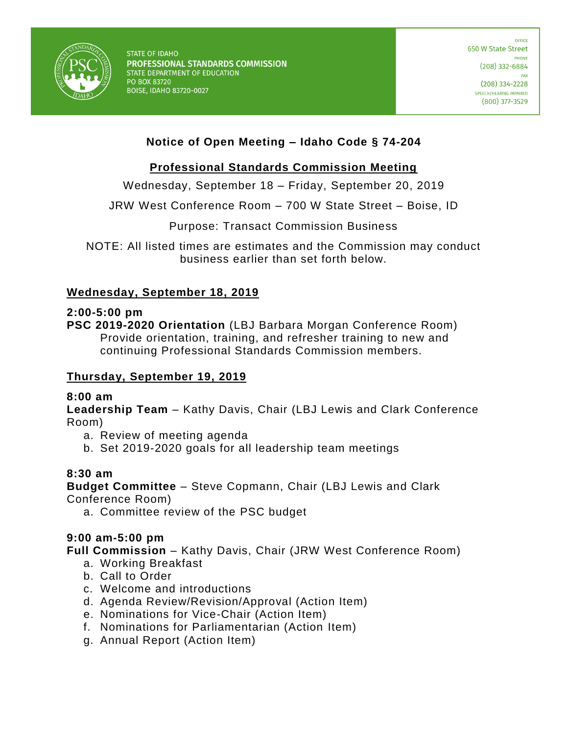STATE OF IDAHO
**PROFESSIONAL STANDARDS COMMISSION**
STATE DEPARTMENT OF EDUCATION
PO BOX 83720
BOISE, IDAHO 83720-0027

OFFICE
650 W State Street
PHONE
(208) 332-6884
FAX
(208) 334-2228
SPEECH/HEARING IMPAIRED
(800) 377-3529

# Notice of Open Meeting – Idaho Code § 74-204

## Professional Standards Commission Meeting

Wednesday, September 18 – Friday, September 20, 2019

JRW West Conference Room – 700 W State Street – Boise, ID

Purpose: Transact Commission Business

NOTE: All listed times are estimates and the Commission may conduct business earlier than set forth below.

### Wednesday, September 18, 2019

**2:00-5:00 pm**
**PSC 2019-2020 Orientation** (LBJ Barbara Morgan Conference Room)
Provide orientation, training, and refresher training to new and continuing Professional Standards Commission members.

### Thursday, September 19, 2019

**8:00 am**
**Leadership Team** – Kathy Davis, Chair (LBJ Lewis and Clark Conference Room)

a. Review of meeting agenda
b. Set 2019-2020 goals for all leadership team meetings

**8:30 am**
**Budget Committee** – Steve Copmann, Chair (LBJ Lewis and Clark Conference Room)

a. Committee review of the PSC budget

**9:00 am-5:00 pm**
**Full Commission** – Kathy Davis, Chair (JRW West Conference Room)

a. Working Breakfast
b. Call to Order
c. Welcome and introductions
d. Agenda Review/Revision/Approval (Action Item)
e. Nominations for Vice-Chair (Action Item)
f. Nominations for Parliamentarian (Action Item)
g. Annual Report (Action Item)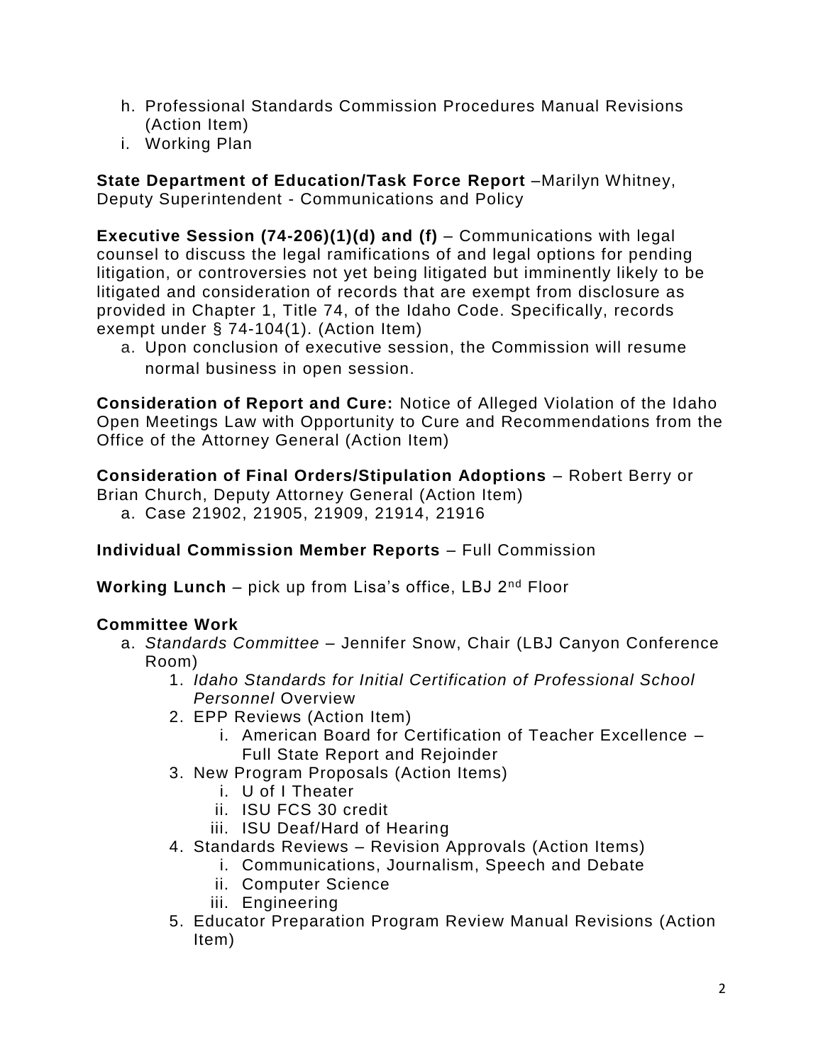h. Professional Standards Commission Procedures Manual Revisions (Action Item)
i. Working Plan

**State Department of Education/Task Force Report** –Marilyn Whitney, Deputy Superintendent - Communications and Policy

**Executive Session (74-206)(1)(d) and (f)** – Communications with legal counsel to discuss the legal ramifications of and legal options for pending litigation, or controversies not yet being litigated but imminently likely to be litigated and consideration of records that are exempt from disclosure as provided in Chapter 1, Title 74, of the Idaho Code. Specifically, records exempt under § 74-104(1). (Action Item)

a. Upon conclusion of executive session, the Commission will resume normal business in open session.

**Consideration of Report and Cure:** Notice of Alleged Violation of the Idaho Open Meetings Law with Opportunity to Cure and Recommendations from the Office of the Attorney General (Action Item)

**Consideration of Final Orders/Stipulation Adoptions** – Robert Berry or Brian Church, Deputy Attorney General (Action Item)

a. Case 21902, 21905, 21909, 21914, 21916

**Individual Commission Member Reports** – Full Commission

**Working Lunch** – pick up from Lisa's office, LBJ 2nd Floor

**Committee Work**

a. *Standards Committee* – Jennifer Snow, Chair (LBJ Canyon Conference Room)
   1. *Idaho Standards for Initial Certification of Professional School Personnel* Overview
   2. EPP Reviews (Action Item)
      i. American Board for Certification of Teacher Excellence – Full State Report and Rejoinder
   3. New Program Proposals (Action Items)
      i. U of I Theater
      ii. ISU FCS 30 credit
      iii. ISU Deaf/Hard of Hearing
   4. Standards Reviews – Revision Approvals (Action Items)
      i. Communications, Journalism, Speech and Debate
      ii. Computer Science
      iii. Engineering
   5. Educator Preparation Program Review Manual Revisions (Action Item)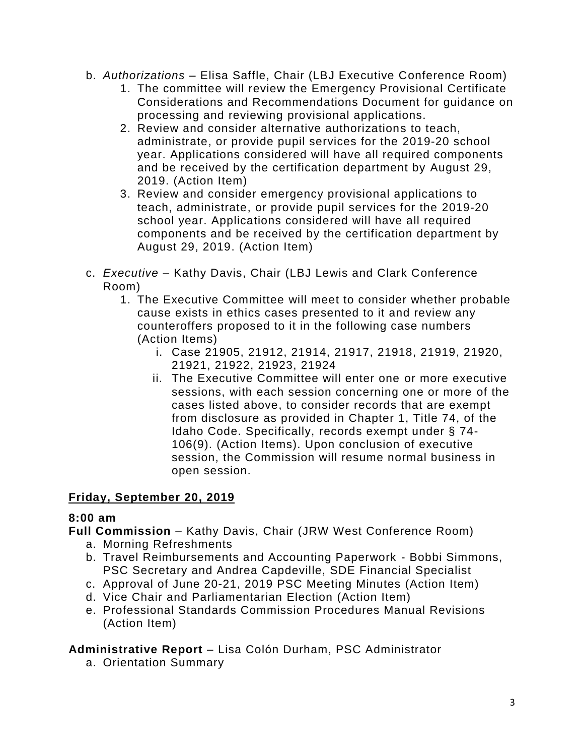b. *Authorizations* – Elisa Saffle, Chair (LBJ Executive Conference Room)
    1. The committee will review the Emergency Provisional Certificate Considerations and Recommendations Document for guidance on processing and reviewing provisional applications.
    2. Review and consider alternative authorizations to teach, administrate, or provide pupil services for the 2019-20 school year. Applications considered will have all required components and be received by the certification department by August 29, 2019. (Action Item)
    3. Review and consider emergency provisional applications to teach, administrate, or provide pupil services for the 2019-20 school year. Applications considered will have all required components and be received by the certification department by August 29, 2019. (Action Item)

c. *Executive* – Kathy Davis, Chair (LBJ Lewis and Clark Conference Room)
    1. The Executive Committee will meet to consider whether probable cause exists in ethics cases presented to it and review any counteroffers proposed to it in the following case numbers (Action Items)
        i. Case 21905, 21912, 21914, 21917, 21918, 21919, 21920, 21921, 21922, 21923, 21924
        ii. The Executive Committee will enter one or more executive sessions, with each session concerning one or more of the cases listed above, to consider records that are exempt from disclosure as provided in Chapter 1, Title 74, of the Idaho Code. Specifically, records exempt under § 74-106(9). (Action Items). Upon conclusion of executive session, the Commission will resume normal business in open session.

**<u>Friday, September 20, 2019</u>**

**8:00 am**

**Full Commission** – Kathy Davis, Chair (JRW West Conference Room)

a. Morning Refreshments
b. Travel Reimbursements and Accounting Paperwork - Bobbi Simmons, PSC Secretary and Andrea Capdeville, SDE Financial Specialist
c. Approval of June 20-21, 2019 PSC Meeting Minutes (Action Item)
d. Vice Chair and Parliamentarian Election (Action Item)
e. Professional Standards Commission Procedures Manual Revisions (Action Item)

**Administrative Report** – Lisa Colón Durham, PSC Administrator

a. Orientation Summary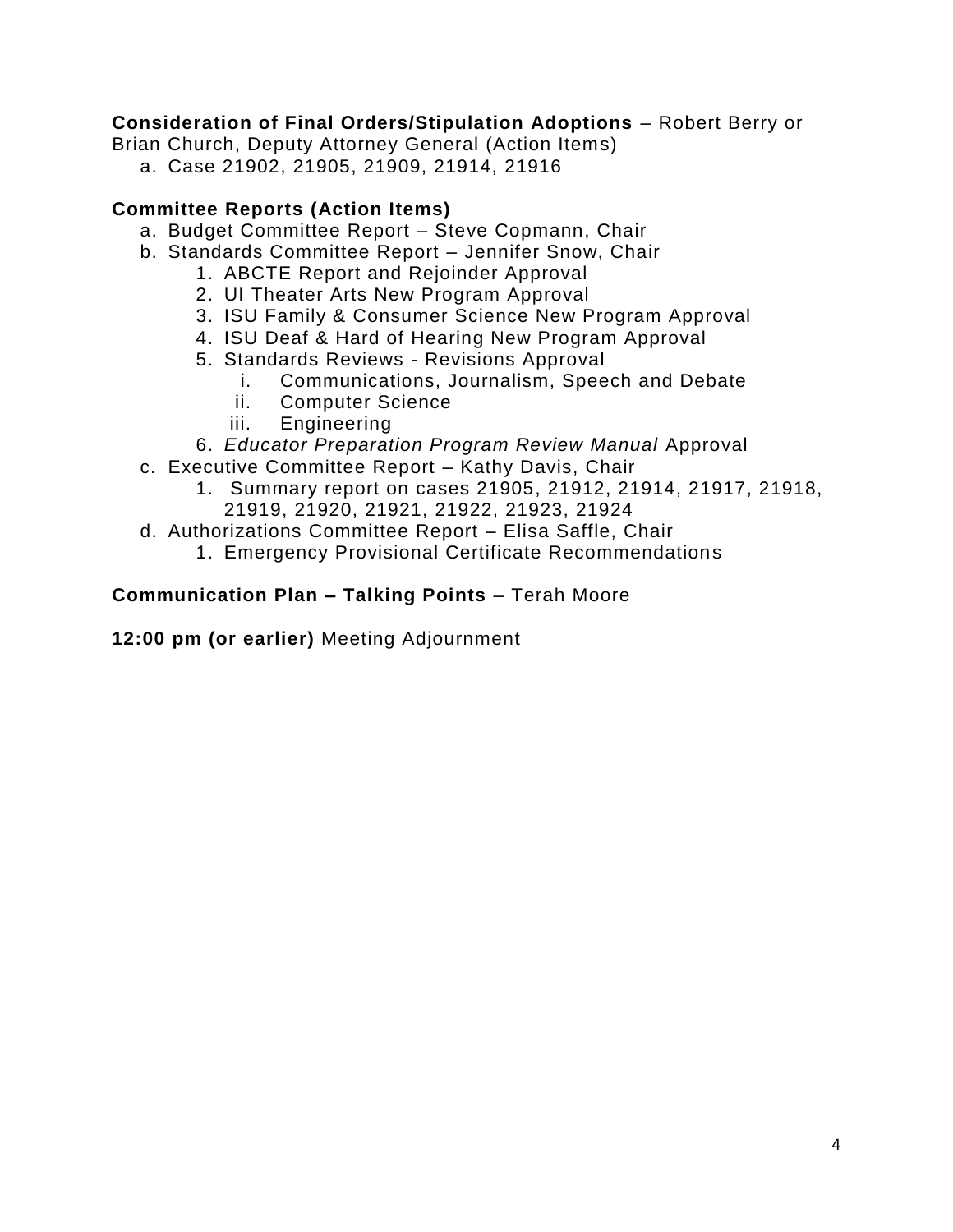**Consideration of Final Orders/Stipulation Adoptions** – Robert Berry or Brian Church, Deputy Attorney General (Action Items)

a. Case 21902, 21905, 21909, 21914, 21916

**Committee Reports (Action Items)**

a. Budget Committee Report – Steve Copmann, Chair
b. Standards Committee Report – Jennifer Snow, Chair
    1. ABCTE Report and Rejoinder Approval
    2. UI Theater Arts New Program Approval
    3. ISU Family & Consumer Science New Program Approval
    4. ISU Deaf & Hard of Hearing New Program Approval
    5. Standards Reviews - Revisions Approval
        i. Communications, Journalism, Speech and Debate
        ii. Computer Science
        iii. Engineering
    6. *Educator Preparation Program Review Manual* Approval
c. Executive Committee Report – Kathy Davis, Chair
    1. Summary report on cases 21905, 21912, 21914, 21917, 21918, 21919, 21920, 21921, 21922, 21923, 21924
d. Authorizations Committee Report – Elisa Saffle, Chair
    1. Emergency Provisional Certificate Recommendations

**Communication Plan – Talking Points** – Terah Moore

**12:00 pm (or earlier)** Meeting Adjournment